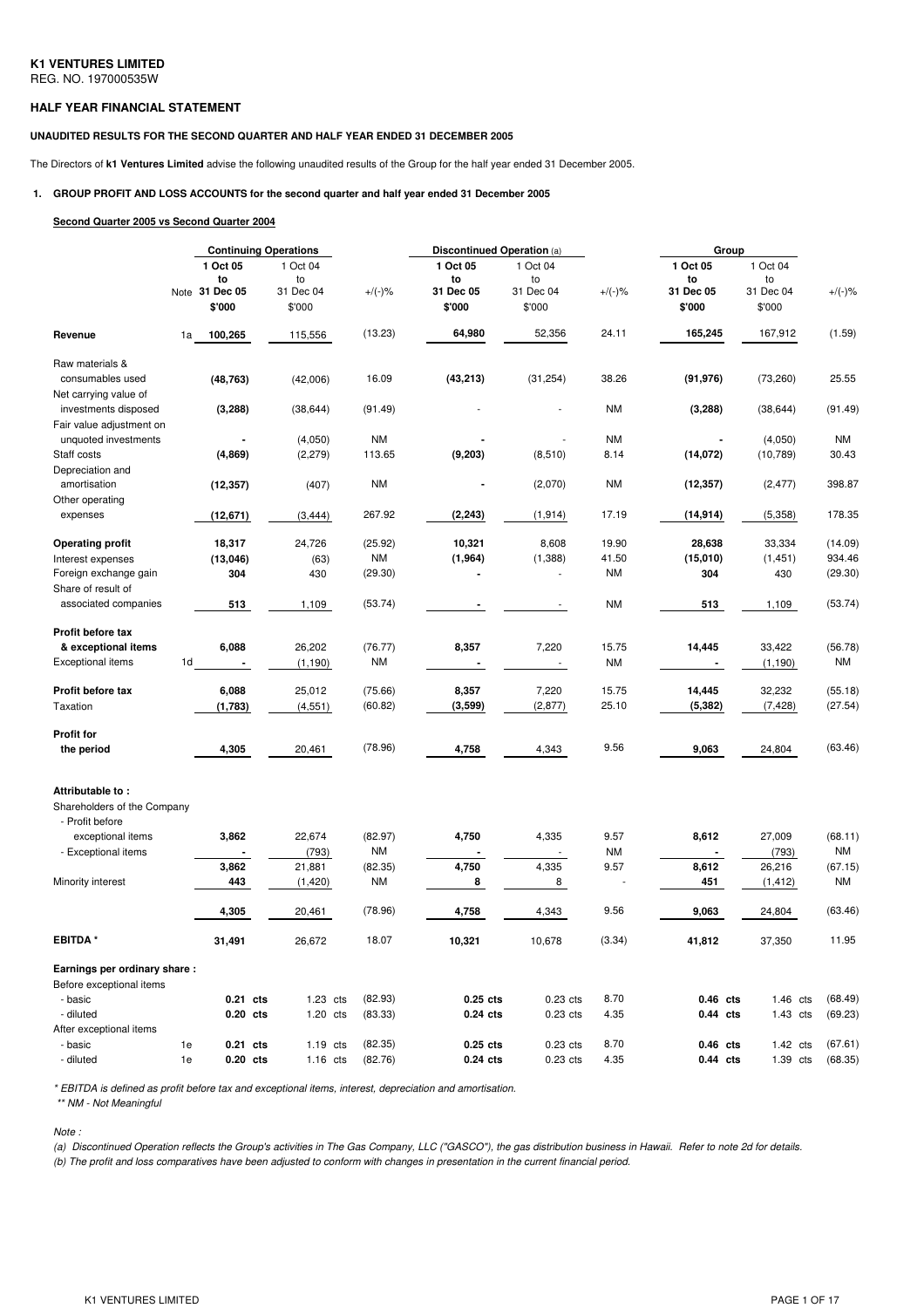**K1 VENTURES LIMITED**
REG. NO. 197000535W

## HALF YEAR FINANCIAL STATEMENT

### UNAUDITED RESULTS FOR THE SECOND QUARTER AND HALF YEAR ENDED 31 DECEMBER 2005

The Directors of **k1 Ventures Limited** advise the following unaudited results of the Group for the half year ended 31 December 2005.

### 1. GROUP PROFIT AND LOSS ACCOUNTS for the second quarter and half year ended 31 December 2005

**Second Quarter 2005 vs Second Quarter 2004**

| | Note | Continuing Operations | | | Discontinued Operation (a) | | | Group | | |
|---|---|---|---|---|---|---|---|---|---|---|
| | | **1 Oct 05 to 31 Dec 05** | 1 Oct 04 to 31 Dec 04 | +/(-)% | **1 Oct 05 to 31 Dec 05** | 1 Oct 04 to 31 Dec 04 | +/(-)% | **1 Oct 05 to 31 Dec 05** | 1 Oct 04 to 31 Dec 04 | +/(-)% |
| | | **$'000** | $'000 | | **$'000** | $'000 | | **$'000** | $'000 | |
| **Revenue** | 1a | **100,265** | 115,556 | (13.23) | **64,980** | 52,356 | 24.11 | **165,245** | 167,912 | (1.59) |
| Raw materials & consumables used | | **(48,763)** | (42,006) | 16.09 | **(43,213)** | (31,254) | 38.26 | **(91,976)** | (73,260) | 25.55 |
| Net carrying value of investments disposed | | **(3,288)** | (38,644) | (91.49) | - | - | NM | **(3,288)** | (38,644) | (91.49) |
| Fair value adjustment on unquoted investments | | **-** | (4,050) | NM | **-** | - | NM | **-** | (4,050) | NM |
| Staff costs | | **(4,869)** | (2,279) | 113.65 | **(9,203)** | (8,510) | 8.14 | **(14,072)** | (10,789) | 30.43 |
| Depreciation and amortisation | | **(12,357)** | (407) | NM | **-** | (2,070) | NM | **(12,357)** | (2,477) | 398.87 |
| Other operating expenses | | **(12,671)** | (3,444) | 267.92 | **(2,243)** | (1,914) | 17.19 | **(14,914)** | (5,358) | 178.35 |
| **Operating profit** | | **18,317** | 24,726 | (25.92) | **10,321** | 8,608 | 19.90 | **28,638** | 33,334 | (14.09) |
| Interest expenses | | **(13,046)** | (63) | NM | **(1,964)** | (1,388) | 41.50 | **(15,010)** | (1,451) | 934.46 |
| Foreign exchange gain | | **304** | 430 | (29.30) | **-** | - | NM | **304** | 430 | (29.30) |
| Share of result of associated companies | | **513** | 1,109 | (53.74) | **-** | - | NM | **513** | 1,109 | (53.74) |
| **Profit before tax & exceptional items** | | **6,088** | 26,202 | (76.77) | **8,357** | 7,220 | 15.75 | **14,445** | 33,422 | (56.78) |
| Exceptional items | 1d | **-** | (1,190) | NM | **-** | - | NM | **-** | (1,190) | NM |
| **Profit before tax** | | **6,088** | 25,012 | (75.66) | **8,357** | 7,220 | 15.75 | **14,445** | 32,232 | (55.18) |
| Taxation | | **(1,783)** | (4,551) | (60.82) | **(3,599)** | (2,877) | 25.10 | **(5,382)** | (7,428) | (27.54) |
| **Profit for the period** | | **4,305** | 20,461 | (78.96) | **4,758** | 4,343 | 9.56 | **9,063** | 24,804 | (63.46) |
| **Attributable to :** | | | | | | | | | | |
| Shareholders of the Company | | | | | | | | | | |
| - Profit before exceptional items | | **3,862** | 22,674 | (82.97) | **4,750** | 4,335 | 9.57 | **8,612** | 27,009 | (68.11) |
| - Exceptional items | | **-** | (793) | NM | **-** | - | NM | **-** | (793) | NM |
| | | **3,862** | 21,881 | (82.35) | **4,750** | 4,335 | 9.57 | **8,612** | 26,216 | (67.15) |
| Minority interest | | **443** | (1,420) | NM | **8** | 8 | - | **451** | (1,412) | NM |
| | | **4,305** | 20,461 | (78.96) | **4,758** | 4,343 | 9.56 | **9,063** | 24,804 | (63.46) |
| **EBITDA \*** | | **31,491** | 26,672 | 18.07 | **10,321** | 10,678 | (3.34) | **41,812** | 37,350 | 11.95 |
| **Earnings per ordinary share :** | | | | | | | | | | |
| Before exceptional items | | | | | | | | | | |
| - basic | | **0.21 cts** | 1.23 cts | (82.93) | **0.25 cts** | 0.23 cts | 8.70 | **0.46 cts** | 1.46 cts | (68.49) |
| - diluted | | **0.20 cts** | 1.20 cts | (83.33) | **0.24 cts** | 0.23 cts | 4.35 | **0.44 cts** | 1.43 cts | (69.23) |
| After exceptional items | | | | | | | | | | |
| - basic | 1e | **0.21 cts** | 1.19 cts | (82.35) | **0.25 cts** | 0.23 cts | 8.70 | **0.46 cts** | 1.42 cts | (67.61) |
| - diluted | 1e | **0.20 cts** | 1.16 cts | (82.76) | **0.24 cts** | 0.23 cts | 4.35 | **0.44 cts** | 1.39 cts | (68.35) |

*\* EBITDA is defined as profit before tax and exceptional items, interest, depreciation and amortisation.*
*\*\* NM - Not Meaningful*

*Note :*

*(a) Discontinued Operation reflects the Group's activities in The Gas Company, LLC ("GASCO"), the gas distribution business in Hawaii. Refer to note 2d for details.*
*(b) The profit and loss comparatives have been adjusted to conform with changes in presentation in the current financial period.*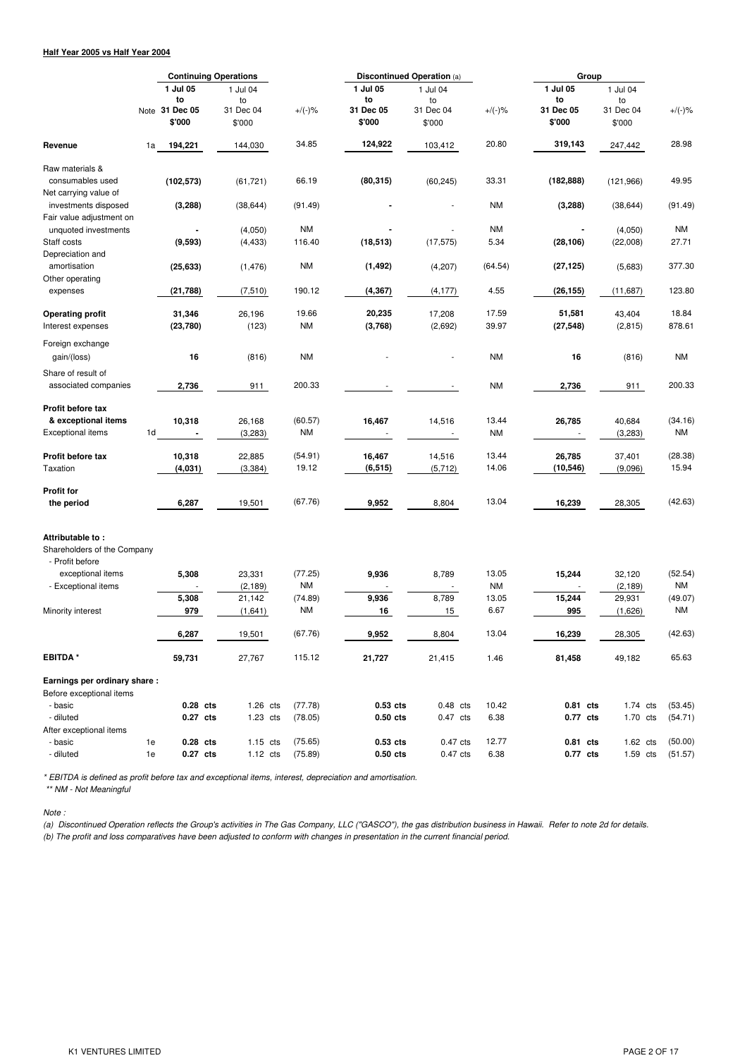**Half Year 2005 vs Half Year 2004**

| | Note | Continuing Operations | | | Discontinued Operation (a) | | | Group | | |
|---|---|---|---|---|---|---|---|---|---|---|
| | | **1 Jul 05 to 31 Dec 05 $'000** | 1 Jul 04 to 31 Dec 04 $'000 | +/(-)% | **1 Jul 05 to 31 Dec 05 $'000** | 1 Jul 04 to 31 Dec 04 $'000 | +/(-)% | **1 Jul 05 to 31 Dec 05 $'000** | 1 Jul 04 to 31 Dec 04 $'000 | +/(-)% |
| **Revenue** | 1a | **194,221** | 144,030 | 34.85 | **124,922** | 103,412 | 20.80 | **319,143** | 247,442 | 28.98 |
| Raw materials & consumables used | | **(102,573)** | (61,721) | 66.19 | **(80,315)** | (60,245) | 33.31 | **(182,888)** | (121,966) | 49.95 |
| Net carrying value of investments disposed | | **(3,288)** | (38,644) | (91.49) | **-** | - | NM | **(3,288)** | (38,644) | (91.49) |
| Fair value adjustment on unquoted investments | | **-** | (4,050) | NM | **-** | - | NM | **-** | (4,050) | NM |
| Staff costs | | **(9,593)** | (4,433) | 116.40 | **(18,513)** | (17,575) | 5.34 | **(28,106)** | (22,008) | 27.71 |
| Depreciation and amortisation | | **(25,633)** | (1,476) | NM | **(1,492)** | (4,207) | (64.54) | **(27,125)** | (5,683) | 377.30 |
| Other operating expenses | | **(21,788)** | (7,510) | 190.12 | **(4,367)** | (4,177) | 4.55 | **(26,155)** | (11,687) | 123.80 |
| **Operating profit** | | **31,346** | 26,196 | 19.66 | **20,235** | 17,208 | 17.59 | **51,581** | 43,404 | 18.84 |
| Interest expenses | | **(23,780)** | (123) | NM | **(3,768)** | (2,692) | 39.97 | **(27,548)** | (2,815) | 878.61 |
| Foreign exchange gain/(loss) | | **16** | (816) | NM | - | - | NM | **16** | (816) | NM |
| Share of result of associated companies | | **2,736** | 911 | 200.33 | - | - | NM | **2,736** | 911 | 200.33 |
| **Profit before tax & exceptional items** | | **10,318** | 26,168 | (60.57) | **16,467** | 14,516 | 13.44 | **26,785** | 40,684 | (34.16) |
| Exceptional items | 1d | **-** | (3,283) | NM | - | - | NM | - | (3,283) | NM |
| **Profit before tax** | | **10,318** | 22,885 | (54.91) | **16,467** | 14,516 | 13.44 | **26,785** | 37,401 | (28.38) |
| Taxation | | **(4,031)** | (3,384) | 19.12 | **(6,515)** | (5,712) | 14.06 | **(10,546)** | (9,096) | 15.94 |
| **Profit for the period** | | **6,287** | 19,501 | (67.76) | **9,952** | 8,804 | 13.04 | **16,239** | 28,305 | (42.63) |
| **Attributable to :** | | | | | | | | | | |
| Shareholders of the Company | | | | | | | | | | |
| - Profit before exceptional items | | **5,308** | 23,331 | (77.25) | **9,936** | 8,789 | 13.05 | **15,244** | 32,120 | (52.54) |
| - Exceptional items | | - | (2,189) | NM | - | - | NM | - | (2,189) | NM |
| | | **5,308** | 21,142 | (74.89) | **9,936** | 8,789 | 13.05 | **15,244** | 29,931 | (49.07) |
| Minority interest | | **979** | (1,641) | NM | **16** | 15 | 6.67 | **995** | (1,626) | NM |
| | | **6,287** | 19,501 | (67.76) | **9,952** | 8,804 | 13.04 | **16,239** | 28,305 | (42.63) |
| **EBITDA \*** | | **59,731** | 27,767 | 115.12 | **21,727** | 21,415 | 1.46 | **81,458** | 49,182 | 65.63 |
| **Earnings per ordinary share :** | | | | | | | | | | |
| Before exceptional items | | | | | | | | | | |
| - basic | | **0.28 cts** | 1.26 cts | (77.78) | **0.53 cts** | 0.48 cts | 10.42 | **0.81 cts** | 1.74 cts | (53.45) |
| - diluted | | **0.27 cts** | 1.23 cts | (78.05) | **0.50 cts** | 0.47 cts | 6.38 | **0.77 cts** | 1.70 cts | (54.71) |
| After exceptional items | | | | | | | | | | |
| - basic | 1e | **0.28 cts** | 1.15 cts | (75.65) | **0.53 cts** | 0.47 cts | 12.77 | **0.81 cts** | 1.62 cts | (50.00) |
| - diluted | 1e | **0.27 cts** | 1.12 cts | (75.89) | **0.50 cts** | 0.47 cts | 6.38 | **0.77 cts** | 1.59 cts | (51.57) |

*\* EBITDA is defined as profit before tax and exceptional items, interest, depreciation and amortisation.*
*\*\* NM - Not Meaningful*

*Note :*

*(a) Discontinued Operation reflects the Group's activities in The Gas Company, LLC ("GASCO"), the gas distribution business in Hawaii. Refer to note 2d for details.*
*(b) The profit and loss comparatives have been adjusted to conform with changes in presentation in the current financial period.*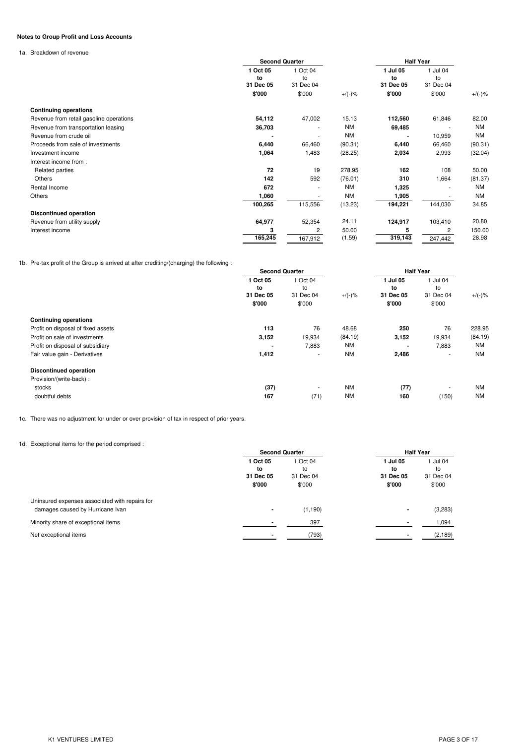**Notes to Group Profit and Loss Accounts**

1a. Breakdown of revenue

| | Second Quarter | | | Half Year | | |
|---|---|---|---|---|---|---|
| | **1 Oct 05 to 31 Dec 05** | 1 Oct 04 to 31 Dec 04 | | **1 Jul 05 to 31 Dec 05** | 1 Jul 04 to 31 Dec 04 | |
| | **$'000** | $'000 | +/(-)% | **$'000** | $'000 | +/(-)% |
| **Continuing operations** | | | | | | |
| Revenue from retail gasoline operations | **54,112** | 47,002 | 15.13 | **112,560** | 61,846 | 82.00 |
| Revenue from transportation leasing | **36,703** | - | NM | **69,485** | - | NM |
| Revenue from crude oil | **-** | - | NM | **-** | 10,959 | NM |
| Proceeds from sale of investments | **6,440** | 66,460 | (90.31) | **6,440** | 66,460 | (90.31) |
| Investment income | **1,064** | 1,483 | (28.25) | **2,034** | 2,993 | (32.04) |
| Interest income from : | | | | | | |
| Related parties | **72** | 19 | 278.95 | **162** | 108 | 50.00 |
| Others | **142** | 592 | (76.01) | **310** | 1,664 | (81.37) |
| Rental Income | **672** | - | NM | **1,325** | - | NM |
| Others | **1,060** | - | NM | **1,905** | - | NM |
| | **100,265** | 115,556 | (13.23) | **194,221** | 144,030 | 34.85 |
| **Discontinued operation** | | | | | | |
| Revenue from utility supply | **64,977** | 52,354 | 24.11 | **124,917** | 103,410 | 20.80 |
| Interest income | **3** | 2 | 50.00 | **5** | 2 | 150.00 |
| | **165,245** | 167,912 | (1.59) | **319,143** | 247,442 | 28.98 |

1b. Pre-tax profit of the Group is arrived at after crediting/(charging) the following :

| | Second Quarter | | | Half Year | | |
|---|---|---|---|---|---|---|
| | **1 Oct 05 to 31 Dec 05** | 1 Oct 04 to 31 Dec 04 | | **1 Jul 05 to 31 Dec 05** | 1 Jul 04 to 31 Dec 04 | |
| | **$'000** | $'000 | +/(-)% | **$'000** | $'000 | +/(-)% |
| **Continuing operations** | | | | | | |
| Profit on disposal of fixed assets | **113** | 76 | 48.68 | **250** | 76 | 228.95 |
| Profit on sale of investments | **3,152** | 19,934 | (84.19) | **3,152** | 19,934 | (84.19) |
| Profit on disposal of subsidiary | **-** | 7,883 | NM | **-** | 7,883 | NM |
| Fair value gain - Derivatives | **1,412** | - | NM | **2,486** | - | NM |
| **Discontinued operation** | | | | | | |
| Provision/(write-back) : | | | | | | |
| stocks | **(37)** | - | NM | **(77)** | - | NM |
| doubtful debts | **167** | (71) | NM | **160** | (150) | NM |

1c. There was no adjustment for under or over provision of tax in respect of prior years.

1d. Exceptional items for the period comprised :

| | Second Quarter | | Half Year | |
|---|---|---|---|---|
| | **1 Oct 05 to 31 Dec 05** | 1 Oct 04 to 31 Dec 04 | **1 Jul 05 to 31 Dec 05** | 1 Jul 04 to 31 Dec 04 |
| | **$'000** | $'000 | **$'000** | $'000 |
| Uninsured expenses associated with repairs for damages caused by Hurricane Ivan | **-** | (1,190) | **-** | (3,283) |
| Minority share of exceptional items | **-** | 397 | **-** | 1,094 |
| Net exceptional items | **-** | (793) | **-** | (2,189) |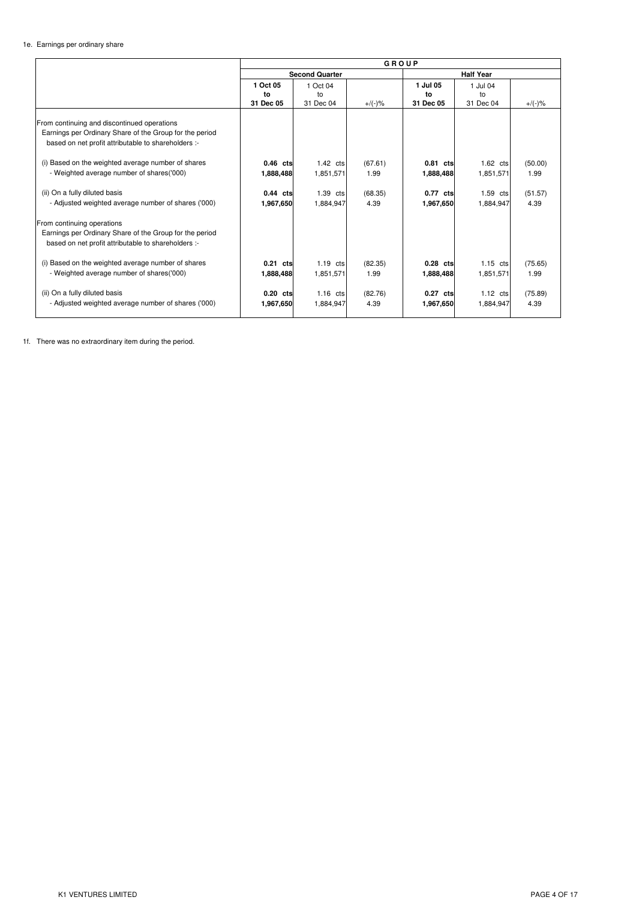1e. Earnings per ordinary share

| | GROUP | | | | | |
|---|---|---|---|---|---|---|
| | Second Quarter | | | Half Year | | |
| | **1 Oct 05 to 31 Dec 05** | 1 Oct 04 to 31 Dec 04 | +/(-)% | **1 Jul 05 to 31 Dec 05** | 1 Jul 04 to 31 Dec 04 | +/(-)% |
| From continuing and discontinued operations<br>Earnings per Ordinary Share of the Group for the period based on net profit attributable to shareholders :- | | | | | | |
| (i) Based on the weighted average number of shares | **0.46 cts** | 1.42 cts | (67.61) | **0.81 cts** | 1.62 cts | (50.00) |
| - Weighted average number of shares('000) | **1,888,488** | 1,851,571 | 1.99 | **1,888,488** | 1,851,571 | 1.99 |
| (ii) On a fully diluted basis | **0.44 cts** | 1.39 cts | (68.35) | **0.77 cts** | 1.59 cts | (51.57) |
| - Adjusted weighted average number of shares ('000) | **1,967,650** | 1,884,947 | 4.39 | **1,967,650** | 1,884,947 | 4.39 |
| From continuing operations<br>Earnings per Ordinary Share of the Group for the period based on net profit attributable to shareholders :- | | | | | | |
| (i) Based on the weighted average number of shares | **0.21 cts** | 1.19 cts | (82.35) | **0.28 cts** | 1.15 cts | (75.65) |
| - Weighted average number of shares('000) | **1,888,488** | 1,851,571 | 1.99 | **1,888,488** | 1,851,571 | 1.99 |
| (ii) On a fully diluted basis | **0.20 cts** | 1.16 cts | (82.76) | **0.27 cts** | 1.12 cts | (75.89) |
| - Adjusted weighted average number of shares ('000) | **1,967,650** | 1,884,947 | 4.39 | **1,967,650** | 1,884,947 | 4.39 |

1f. There was no extraordinary item during the period.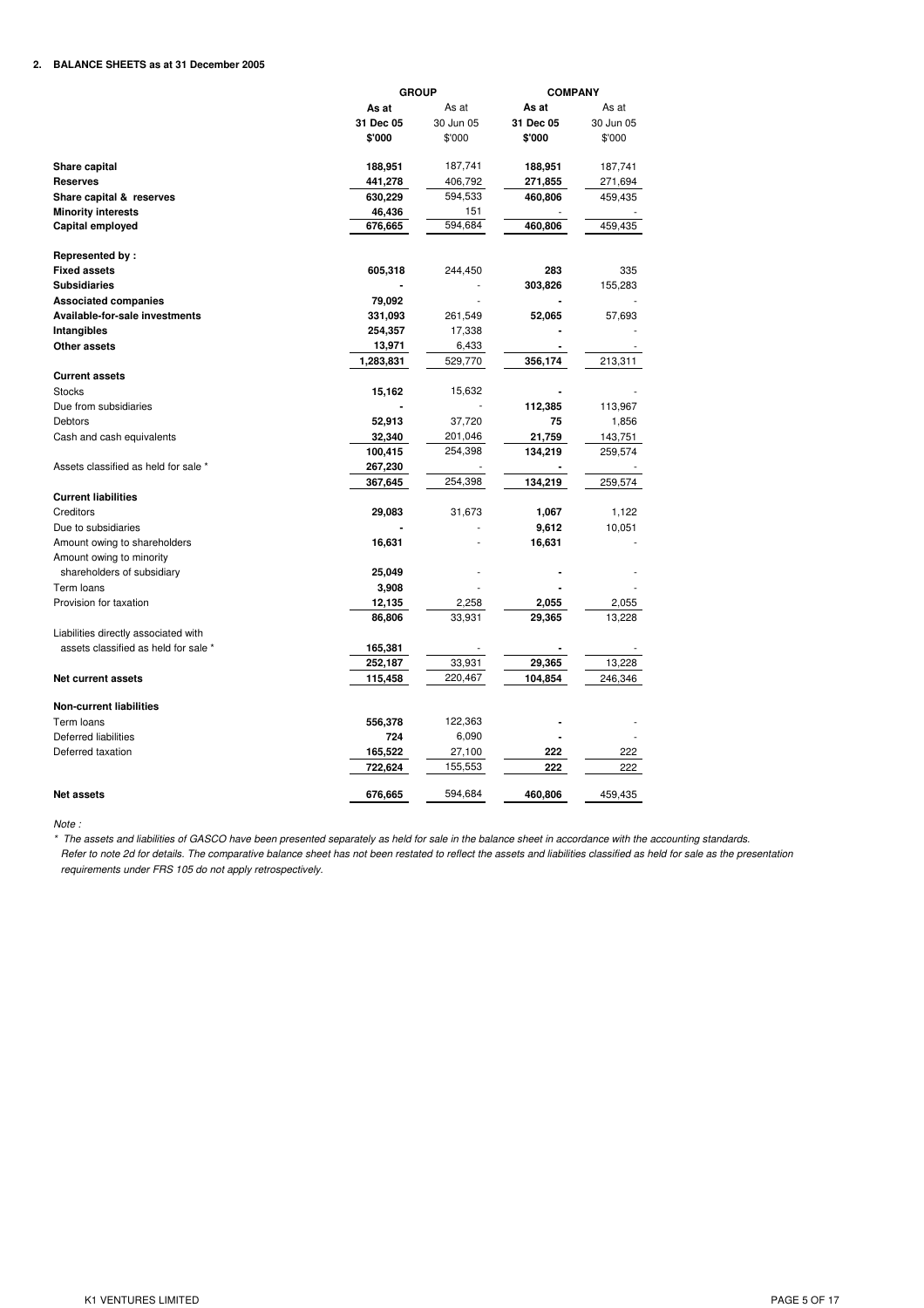**2. BALANCE SHEETS as at 31 December 2005**

| | GROUP | | COMPANY | |
|---|---|---|---|---|
| | **As at 31 Dec 05 $'000** | As at 30 Jun 05 $'000 | **As at 31 Dec 05 $'000** | As at 30 Jun 05 $'000 |
| **Share capital** | **188,951** | 187,741 | **188,951** | 187,741 |
| **Reserves** | **441,278** | 406,792 | **271,855** | 271,694 |
| **Share capital & reserves** | **630,229** | 594,533 | **460,806** | 459,435 |
| **Minority interests** | **46,436** | 151 | **-** | - |
| **Capital employed** | **676,665** | 594,684 | **460,806** | 459,435 |
| | | | | |
| **Represented by :** | | | | |
| **Fixed assets** | **605,318** | 244,450 | **283** | 335 |
| **Subsidiaries** | **-** | - | **303,826** | 155,283 |
| **Associated companies** | **79,092** | - | **-** | - |
| **Available-for-sale investments** | **331,093** | 261,549 | **52,065** | 57,693 |
| **Intangibles** | **254,357** | 17,338 | **-** | - |
| **Other assets** | **13,971** | 6,433 | **-** | - |
| | **1,283,831** | 529,770 | **356,174** | 213,311 |
| **Current assets** | | | | |
| Stocks | **15,162** | 15,632 | **-** | - |
| Due from subsidiaries | **-** | - | **112,385** | 113,967 |
| Debtors | **52,913** | 37,720 | **75** | 1,856 |
| Cash and cash equivalents | **32,340** | 201,046 | **21,759** | 143,751 |
| | **100,415** | 254,398 | **134,219** | 259,574 |
| Assets classified as held for sale * | **267,230** | - | **-** | - |
| | **367,645** | 254,398 | **134,219** | 259,574 |
| **Current liabilities** | | | | |
| Creditors | **29,083** | 31,673 | **1,067** | 1,122 |
| Due to subsidiaries | **-** | - | **9,612** | 10,051 |
| Amount owing to shareholders | **16,631** | - | **16,631** | - |
| Amount owing to minority shareholders of subsidiary | **25,049** | - | **-** | - |
| Term loans | **3,908** | - | **-** | - |
| Provision for taxation | **12,135** | 2,258 | **2,055** | 2,055 |
| | **86,806** | 33,931 | **29,365** | 13,228 |
| Liabilities directly associated with assets classified as held for sale * | **165,381** | - | **-** | - |
| | **252,187** | 33,931 | **29,365** | 13,228 |
| **Net current assets** | **115,458** | 220,467 | **104,854** | 246,346 |
| | | | | |
| **Non-current liabilities** | | | | |
| Term loans | **556,378** | 122,363 | **-** | - |
| Deferred liabilities | **724** | 6,090 | **-** | - |
| Deferred taxation | **165,522** | 27,100 | **222** | 222 |
| | **722,624** | 155,553 | **222** | 222 |
| | | | | |
| **Net assets** | **676,665** | 594,684 | **460,806** | 459,435 |

*Note :*

*\* The assets and liabilities of GASCO have been presented separately as held for sale in the balance sheet in accordance with the accounting standards. Refer to note 2d for details. The comparative balance sheet has not been restated to reflect the assets and liabilities classified as held for sale as the presentation requirements under FRS 105 do not apply retrospectively.*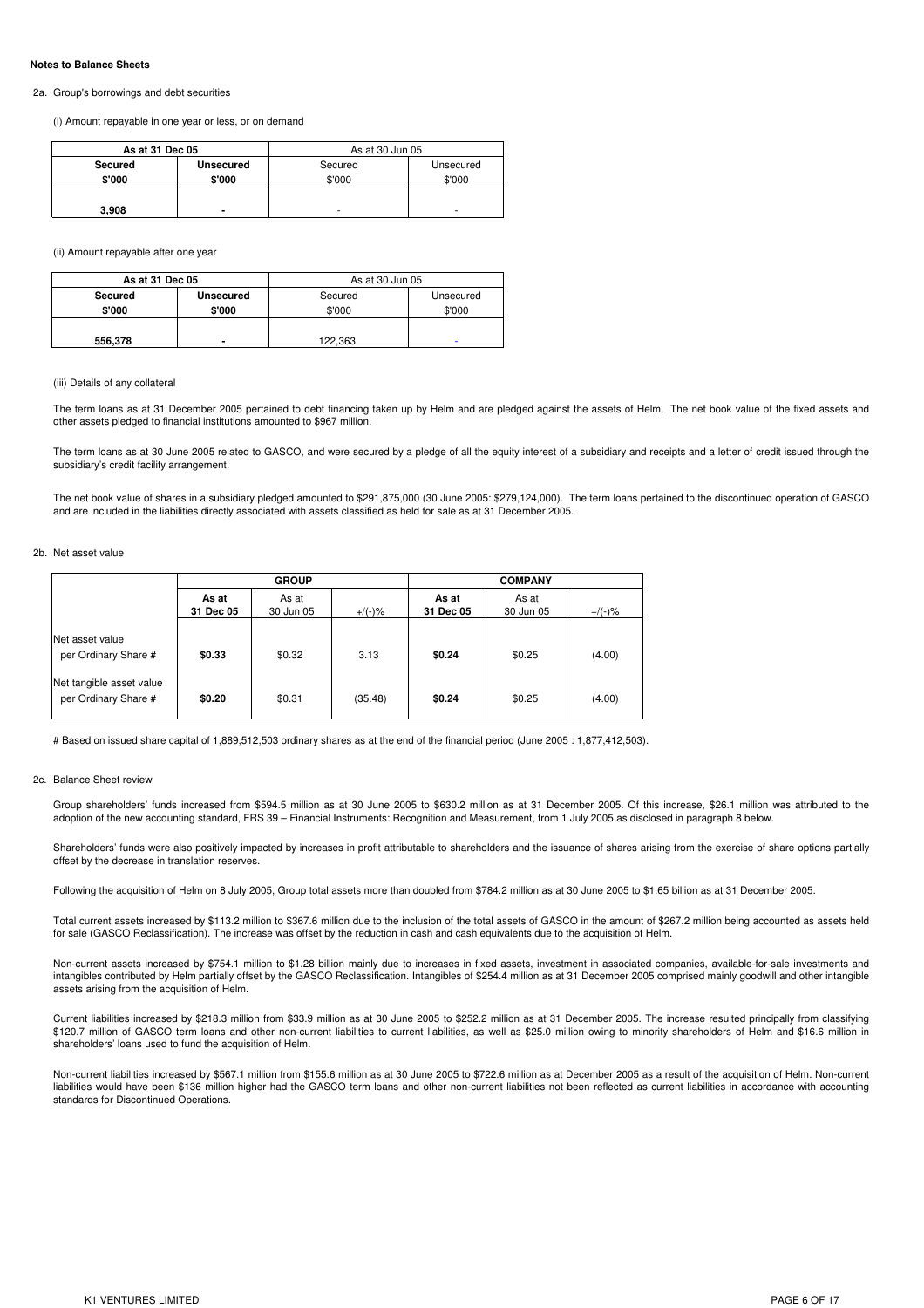**Notes to Balance Sheets**

2a. Group's borrowings and debt securities

(i) Amount repayable in one year or less, or on demand

| As at 31 Dec 05 | | As at 30 Jun 05 | |
|---|---|---|---|
| **Secured** | **Unsecured** | Secured | Unsecured |
| **$'000** | **$'000** | $'000 | $'000 |
| **3,908** | **-** | - | - |

(ii) Amount repayable after one year

| As at 31 Dec 05 | | As at 30 Jun 05 | |
|---|---|---|---|
| **Secured** | **Unsecured** | Secured | Unsecured |
| **$'000** | **$'000** | $'000 | $'000 |
| **556,378** | **-** | 122,363 | - |

(iii) Details of any collateral

The term loans as at 31 December 2005 pertained to debt financing taken up by Helm and are pledged against the assets of Helm. The net book value of the fixed assets and other assets pledged to financial institutions amounted to $967 million.

The term loans as at 30 June 2005 related to GASCO, and were secured by a pledge of all the equity interest of a subsidiary and receipts and a letter of credit issued through the subsidiary's credit facility arrangement.

The net book value of shares in a subsidiary pledged amounted to $291,875,000 (30 June 2005: $279,124,000). The term loans pertained to the discontinued operation of GASCO and are included in the liabilities directly associated with assets classified as held for sale as at 31 December 2005.

2b. Net asset value

| | GROUP | | | COMPANY | | |
|---|---|---|---|---|---|---|
| | **As at 31 Dec 05** | As at 30 Jun 05 | +/(-)% | **As at 31 Dec 05** | As at 30 Jun 05 | +/(-)% |
| Net asset value per Ordinary Share # | **$0.33** | $0.32 | 3.13 | **$0.24** | $0.25 | (4.00) |
| Net tangible asset value per Ordinary Share # | **$0.20** | $0.31 | (35.48) | **$0.24** | $0.25 | (4.00) |

# Based on issued share capital of 1,889,512,503 ordinary shares as at the end of the financial period (June 2005 : 1,877,412,503).

2c. Balance Sheet review

Group shareholders' funds increased from $594.5 million as at 30 June 2005 to $630.2 million as at 31 December 2005. Of this increase, $26.1 million was attributed to the adoption of the new accounting standard, FRS 39 – Financial Instruments: Recognition and Measurement, from 1 July 2005 as disclosed in paragraph 8 below.

Shareholders' funds were also positively impacted by increases in profit attributable to shareholders and the issuance of shares arising from the exercise of share options partially offset by the decrease in translation reserves.

Following the acquisition of Helm on 8 July 2005, Group total assets more than doubled from $784.2 million as at 30 June 2005 to $1.65 billion as at 31 December 2005.

Total current assets increased by $113.2 million to $367.6 million due to the inclusion of the total assets of GASCO in the amount of $267.2 million being accounted as assets held for sale (GASCO Reclassification). The increase was offset by the reduction in cash and cash equivalents due to the acquisition of Helm.

Non-current assets increased by $754.1 million to $1.28 billion mainly due to increases in fixed assets, investment in associated companies, available-for-sale investments and intangibles contributed by Helm partially offset by the GASCO Reclassification. Intangibles of $254.4 million as at 31 December 2005 comprised mainly goodwill and other intangible assets arising from the acquisition of Helm.

Current liabilities increased by $218.3 million from $33.9 million as at 30 June 2005 to $252.2 million as at 31 December 2005. The increase resulted principally from classifying $120.7 million of GASCO term loans and other non-current liabilities to current liabilities, as well as $25.0 million owing to minority shareholders of Helm and $16.6 million in shareholders' loans used to fund the acquisition of Helm.

Non-current liabilities increased by $567.1 million from $155.6 million as at 30 June 2005 to $722.6 million as at December 2005 as a result of the acquisition of Helm. Non-current liabilities would have been $136 million higher had the GASCO term loans and other non-current liabilities not been reflected as current liabilities in accordance with accounting standards for Discontinued Operations.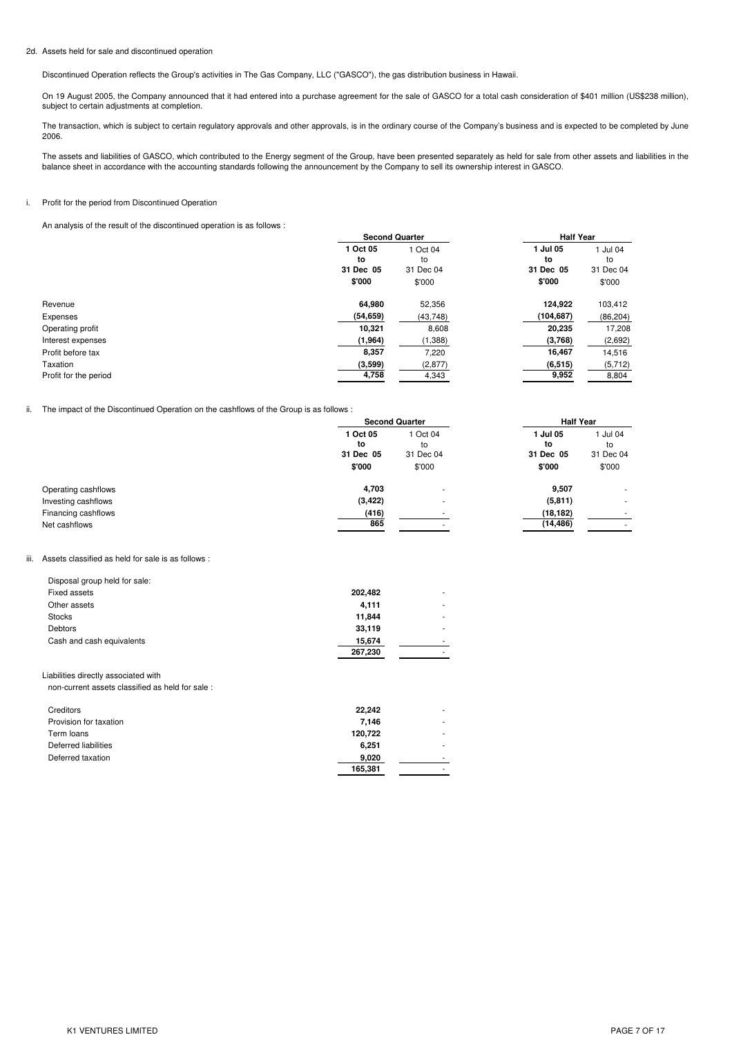2d. Assets held for sale and discontinued operation

Discontinued Operation reflects the Group's activities in The Gas Company, LLC ("GASCO"), the gas distribution business in Hawaii.

On 19 August 2005, the Company announced that it had entered into a purchase agreement for the sale of GASCO for a total cash consideration of $401 million (US$238 million), subject to certain adjustments at completion.

The transaction, which is subject to certain regulatory approvals and other approvals, is in the ordinary course of the Company's business and is expected to be completed by June 2006.

The assets and liabilities of GASCO, which contributed to the Energy segment of the Group, have been presented separately as held for sale from other assets and liabilities in the balance sheet in accordance with the accounting standards following the announcement by the Company to sell its ownership interest in GASCO.

i. Profit for the period from Discontinued Operation

An analysis of the result of the discontinued operation is as follows :

| | Second Quarter | | Half Year | |
|---|---|---|---|---|
| | **1 Oct 05 to 31 Dec 05** | 1 Oct 04 to 31 Dec 04 | **1 Jul 05 to 31 Dec 05** | 1 Jul 04 to 31 Dec 04 |
| | **$'000** | $'000 | **$'000** | $'000 |
| Revenue | **64,980** | 52,356 | **124,922** | 103,412 |
| Expenses | **(54,659)** | (43,748) | **(104,687)** | (86,204) |
| Operating profit | **10,321** | 8,608 | **20,235** | 17,208 |
| Interest expenses | **(1,964)** | (1,388) | **(3,768)** | (2,692) |
| Profit before tax | **8,357** | 7,220 | **16,467** | 14,516 |
| Taxation | **(3,599)** | (2,877) | **(6,515)** | (5,712) |
| Profit for the period | **4,758** | 4,343 | **9,952** | 8,804 |

ii. The impact of the Discontinued Operation on the cashflows of the Group is as follows :

| | Second Quarter | | Half Year | |
|---|---|---|---|---|
| | **1 Oct 05 to 31 Dec 05** | 1 Oct 04 to 31 Dec 04 | **1 Jul 05 to 31 Dec 05** | 1 Jul 04 to 31 Dec 04 |
| | **$'000** | $'000 | **$'000** | $'000 |
| Operating cashflows | **4,703** | - | **9,507** | - |
| Investing cashflows | **(3,422)** | - | **(5,811)** | - |
| Financing cashflows | **(416)** | - | **(18,182)** | - |
| Net cashflows | **865** | - | **(14,486)** | - |

iii. Assets classified as held for sale is as follows :

| | | |
|---|---|---|
| Disposal group held for sale: | | |
| Fixed assets | **202,482** | - |
| Other assets | **4,111** | - |
| Stocks | **11,844** | - |
| Debtors | **33,119** | - |
| Cash and cash equivalents | **15,674** | - |
| | **267,230** | - |
| Liabilities directly associated with non-current assets classified as held for sale : | | |
| Creditors | **22,242** | - |
| Provision for taxation | **7,146** | - |
| Term loans | **120,722** | - |
| Deferred liabilities | **6,251** | - |
| Deferred taxation | **9,020** | - |
| | **165,381** | - |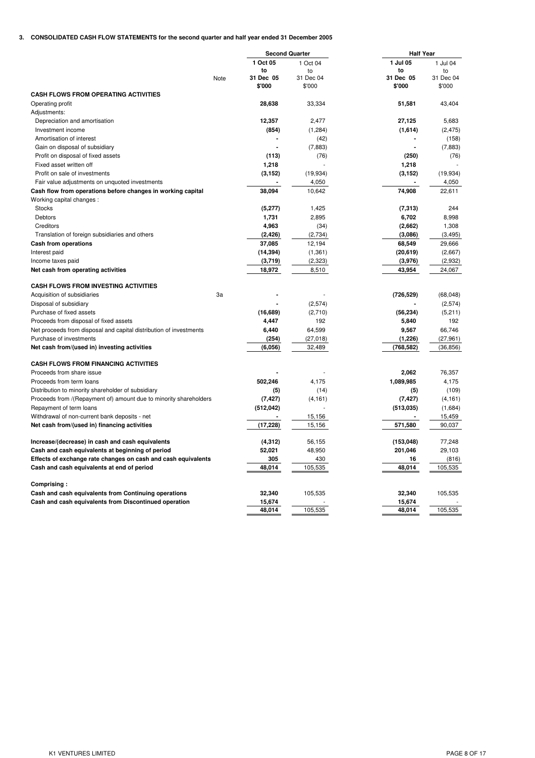### 3. CONSOLIDATED CASH FLOW STATEMENTS for the second quarter and half year ended 31 December 2005

| | Note | Second Quarter | | Half Year | |
|---|---|---|---|---|---|
| | | **1 Oct 05 to 31 Dec 05** | 1 Oct 04 to 31 Dec 04 | **1 Jul 05 to 31 Dec 05** | 1 Jul 04 to 31 Dec 04 |
| | | **$'000** | $'000 | **$'000** | $'000 |
| **CASH FLOWS FROM OPERATING ACTIVITIES** | | | | | |
| Operating profit | | **28,638** | 33,334 | **51,581** | 43,404 |
| Adjustments: | | | | | |
| Depreciation and amortisation | | **12,357** | 2,477 | **27,125** | 5,683 |
| Investment income | | **(854)** | (1,284) | **(1,614)** | (2,475) |
| Amortisation of interest | | **-** | (42) | **-** | (158) |
| Gain on disposal of subsidiary | | **-** | (7,883) | **-** | (7,883) |
| Profit on disposal of fixed assets | | **(113)** | (76) | **(250)** | (76) |
| Fixed asset written off | | **1,218** | - | **1,218** | - |
| Profit on sale of investments | | **(3,152)** | (19,934) | **(3,152)** | (19,934) |
| Fair value adjustments on unquoted investments | | **-** | 4,050 | **-** | 4,050 |
| **Cash flow from operations before changes in working capital** | | **38,094** | 10,642 | **74,908** | 22,611 |
| Working capital changes : | | | | | |
| Stocks | | **(5,277)** | 1,425 | **(7,313)** | 244 |
| Debtors | | **1,731** | 2,895 | **6,702** | 8,998 |
| Creditors | | **4,963** | (34) | **(2,662)** | 1,308 |
| Translation of foreign subsidiaries and others | | **(2,426)** | (2,734) | **(3,086)** | (3,495) |
| **Cash from operations** | | **37,085** | 12,194 | **68,549** | 29,666 |
| Interest paid | | **(14,394)** | (1,361) | **(20,619)** | (2,667) |
| Income taxes paid | | **(3,719)** | (2,323) | **(3,976)** | (2,932) |
| **Net cash from operating activities** | | **18,972** | 8,510 | **43,954** | 24,067 |
| **CASH FLOWS FROM INVESTING ACTIVITIES** | | | | | |
| Acquisition of subsidiaries | 3a | **-** | - | **(726,529)** | (68,048) |
| Disposal of subsidiary | | **-** | (2,574) | **-** | (2,574) |
| Purchase of fixed assets | | **(16,689)** | (2,710) | **(56,234)** | (5,211) |
| Proceeds from disposal of fixed assets | | **4,447** | 192 | **5,840** | 192 |
| Net proceeds from disposal and capital distribution of investments | | **6,440** | 64,599 | **9,567** | 66,746 |
| Purchase of investments | | **(254)** | (27,018) | **(1,226)** | (27,961) |
| **Net cash from/(used in) investing activities** | | **(6,056)** | 32,489 | **(768,582)** | (36,856) |
| **CASH FLOWS FROM FINANCING ACTIVITIES** | | | | | |
| Proceeds from share issue | | **-** | - | **2,062** | 76,357 |
| Proceeds from term loans | | **502,246** | 4,175 | **1,089,985** | 4,175 |
| Distribution to minority shareholder of subsidiary | | **(5)** | (14) | **(5)** | (109) |
| Proceeds from /(Repayment of) amount due to minority shareholders | | **(7,427)** | (4,161) | **(7,427)** | (4,161) |
| Repayment of term loans | | **(512,042)** | - | **(513,035)** | (1,684) |
| Withdrawal of non-current bank deposits - net | | **-** | 15,156 | **-** | 15,459 |
| **Net cash from/(used in) financing activities** | | **(17,228)** | 15,156 | **571,580** | 90,037 |
| **Increase/(decrease) in cash and cash equivalents** | | **(4,312)** | 56,155 | **(153,048)** | 77,248 |
| **Cash and cash equivalents at beginning of period** | | **52,021** | 48,950 | **201,046** | 29,103 |
| **Effects of exchange rate changes on cash and cash equivalents** | | **305** | 430 | **16** | (816) |
| **Cash and cash equivalents at end of period** | | **48,014** | 105,535 | **48,014** | 105,535 |
| **Comprising :** | | | | | |
| **Cash and cash equivalents from Continuing operations** | | **32,340** | 105,535 | **32,340** | 105,535 |
| **Cash and cash equivalents from Discontinued operation** | | **15,674** | - | **15,674** | - |
| | | **48,014** | 105,535 | **48,014** | 105,535 |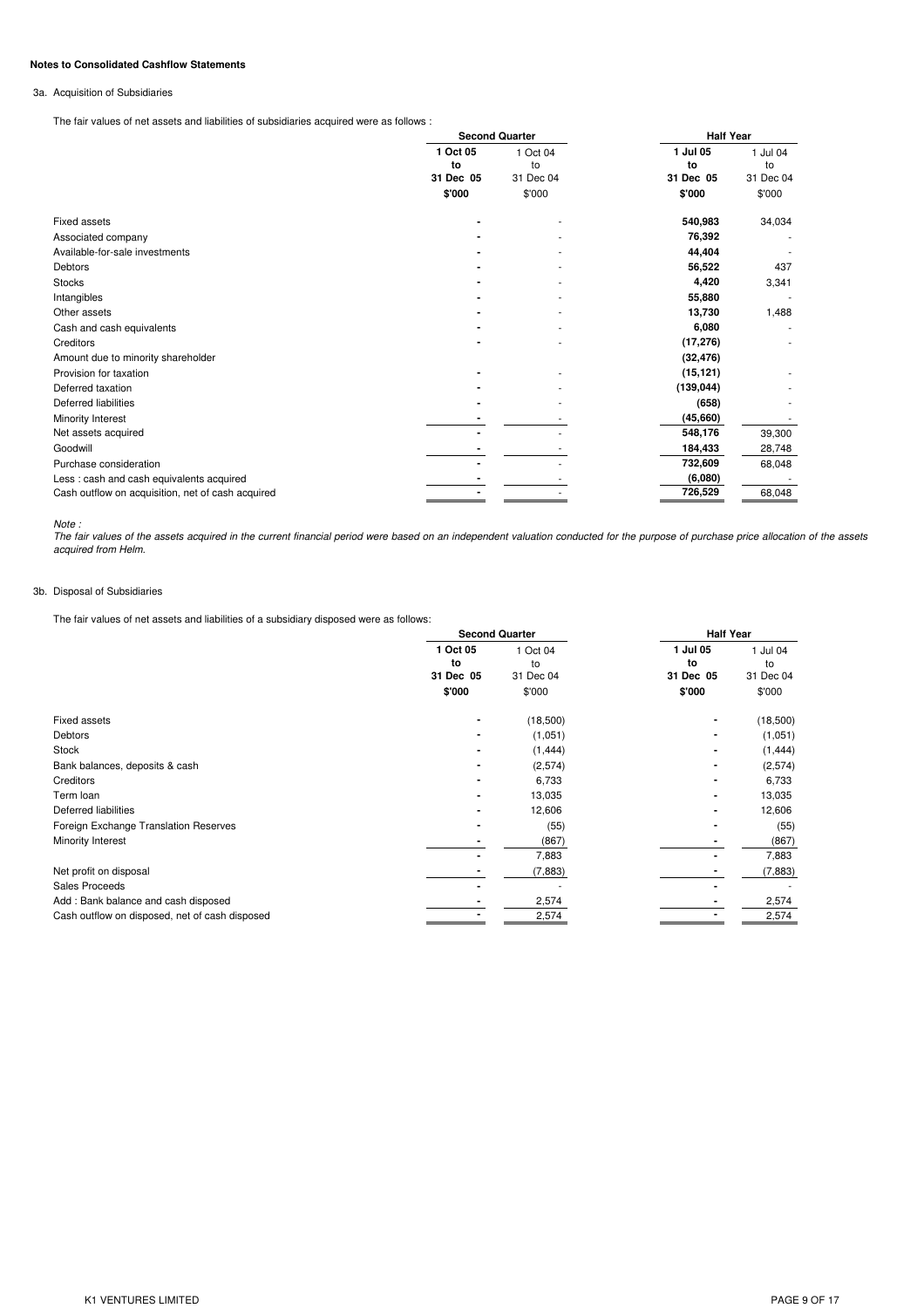**Notes to Consolidated Cashflow Statements**

3a. Acquisition of Subsidiaries

The fair values of net assets and liabilities of subsidiaries acquired were as follows :

| | Second Quarter | | Half Year | |
|---|---|---|---|---|
| | **1 Oct 05 to 31 Dec 05** | 1 Oct 04 to 31 Dec 04 | **1 Jul 05 to 31 Dec 05** | 1 Jul 04 to 31 Dec 04 |
| | **$'000** | $'000 | **$'000** | $'000 |
| Fixed assets | **-** | - | **540,983** | 34,034 |
| Associated company | **-** | - | **76,392** | - |
| Available-for-sale investments | **-** | - | **44,404** | - |
| Debtors | **-** | - | **56,522** | 437 |
| Stocks | **-** | - | **4,420** | 3,341 |
| Intangibles | **-** | - | **55,880** | - |
| Other assets | **-** | - | **13,730** | 1,488 |
| Cash and cash equivalents | **-** | - | **6,080** | - |
| Creditors | **-** | - | **(17,276)** | - |
| Amount due to minority shareholder | | | **(32,476)** | |
| Provision for taxation | **-** | - | **(15,121)** | - |
| Deferred taxation | **-** | - | **(139,044)** | - |
| Deferred liabilities | **-** | - | **(658)** | - |
| Minority Interest | **-** | - | **(45,660)** | - |
| Net assets acquired | **-** | - | **548,176** | 39,300 |
| Goodwill | **-** | - | **184,433** | 28,748 |
| Purchase consideration | **-** | - | **732,609** | 68,048 |
| Less : cash and cash equivalents acquired | **-** | - | **(6,080)** | - |
| Cash outflow on acquisition, net of cash acquired | **-** | - | **726,529** | 68,048 |

*Note :*
*The fair values of the assets acquired in the current financial period were based on an independent valuation conducted for the purpose of purchase price allocation of the assets acquired from Helm.*

3b. Disposal of Subsidiaries

The fair values of net assets and liabilities of a subsidiary disposed were as follows:

| | Second Quarter | | Half Year | |
|---|---|---|---|---|
| | **1 Oct 05 to 31 Dec 05** | 1 Oct 04 to 31 Dec 04 | **1 Jul 05 to 31 Dec 05** | 1 Jul 04 to 31 Dec 04 |
| | **$'000** | $'000 | **$'000** | $'000 |
| Fixed assets | **-** | (18,500) | **-** | (18,500) |
| Debtors | **-** | (1,051) | **-** | (1,051) |
| Stock | **-** | (1,444) | **-** | (1,444) |
| Bank balances, deposits & cash | **-** | (2,574) | **-** | (2,574) |
| Creditors | **-** | 6,733 | **-** | 6,733 |
| Term loan | **-** | 13,035 | **-** | 13,035 |
| Deferred liabilities | **-** | 12,606 | **-** | 12,606 |
| Foreign Exchange Translation Reserves | **-** | (55) | **-** | (55) |
| Minority Interest | **-** | (867) | **-** | (867) |
| | **-** | 7,883 | **-** | 7,883 |
| Net profit on disposal | **-** | (7,883) | **-** | (7,883) |
| Sales Proceeds | **-** | - | **-** | - |
| Add : Bank balance and cash disposed | **-** | 2,574 | **-** | 2,574 |
| Cash outflow on disposed, net of cash disposed | **-** | 2,574 | **-** | 2,574 |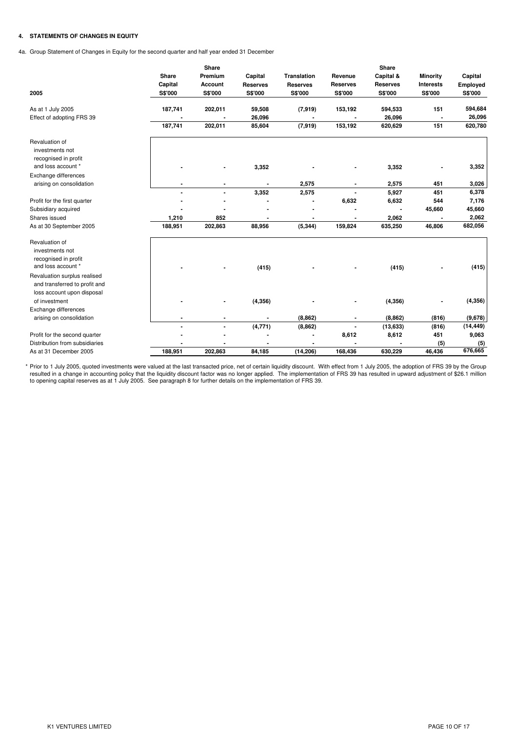**4. STATEMENTS OF CHANGES IN EQUITY**

4a. Group Statement of Changes in Equity for the second quarter and half year ended 31 December

| 2005 | Share Capital S$'000 | Share Premium Account S$'000 | Capital Reserves S$'000 | Translation Reserves S$'000 | Revenue Reserves S$'000 | Share Capital & Reserves S$'000 | Minority Interests S$'000 | Capital Employed S$'000 |
|---|---|---|---|---|---|---|---|---|
| As at 1 July 2005 | 187,741 | 202,011 | 59,508 | (7,919) | 153,192 | 594,533 | 151 | 594,684 |
| Effect of adopting FRS 39 | - | - | 26,096 | - | - | 26,096 | - | 26,096 |
| | 187,741 | 202,011 | 85,604 | (7,919) | 153,192 | 620,629 | 151 | 620,780 |
| Revaluation of investments not recognised in profit and loss account * | - | - | 3,352 | - | - | 3,352 | - | 3,352 |
| Exchange differences arising on consolidation | - | - | - | 2,575 | - | 2,575 | 451 | 3,026 |
| | - | - | 3,352 | 2,575 | - | 5,927 | 451 | 6,378 |
| Profit for the first quarter | - | - | - | - | 6,632 | 6,632 | 544 | 7,176 |
| Subsidiary acquired | - | - | - | - | - | - | 45,660 | 45,660 |
| Shares issued | 1,210 | 852 | - | - | - | 2,062 | - | 2,062 |
| As at 30 September 2005 | 188,951 | 202,863 | 88,956 | (5,344) | 159,824 | 635,250 | 46,806 | 682,056 |
| Revaluation of investments not recognised in profit and loss account * | - | - | (415) | - | - | (415) | - | (415) |
| Revaluation surplus realised and transferred to profit and loss account upon disposal of investment | - | - | (4,356) | - | - | (4,356) | - | (4,356) |
| Exchange differences arising on consolidation | - | - | - | (8,862) | - | (8,862) | (816) | (9,678) |
| | - | - | (4,771) | (8,862) | - | (13,633) | (816) | (14,449) |
| Profit for the second quarter | - | - | - | - | 8,612 | 8,612 | 451 | 9,063 |
| Distribution from subsidiaries | - | - | - | - | - | - | (5) | (5) |
| As at 31 December 2005 | 188,951 | 202,863 | 84,185 | (14,206) | 168,436 | 630,229 | 46,436 | 676,665 |

\* Prior to 1 July 2005, quoted investments were valued at the last transacted price, net of certain liquidity discount. With effect from 1 July 2005, the adoption of FRS 39 by the Group resulted in a change in accounting policy that the liquidity discount factor was no longer applied. The implementation of FRS 39 has resulted in upward adjustment of $26.1 million to opening capital reserves as at 1 July 2005. See paragraph 8 for further details on the implementation of FRS 39.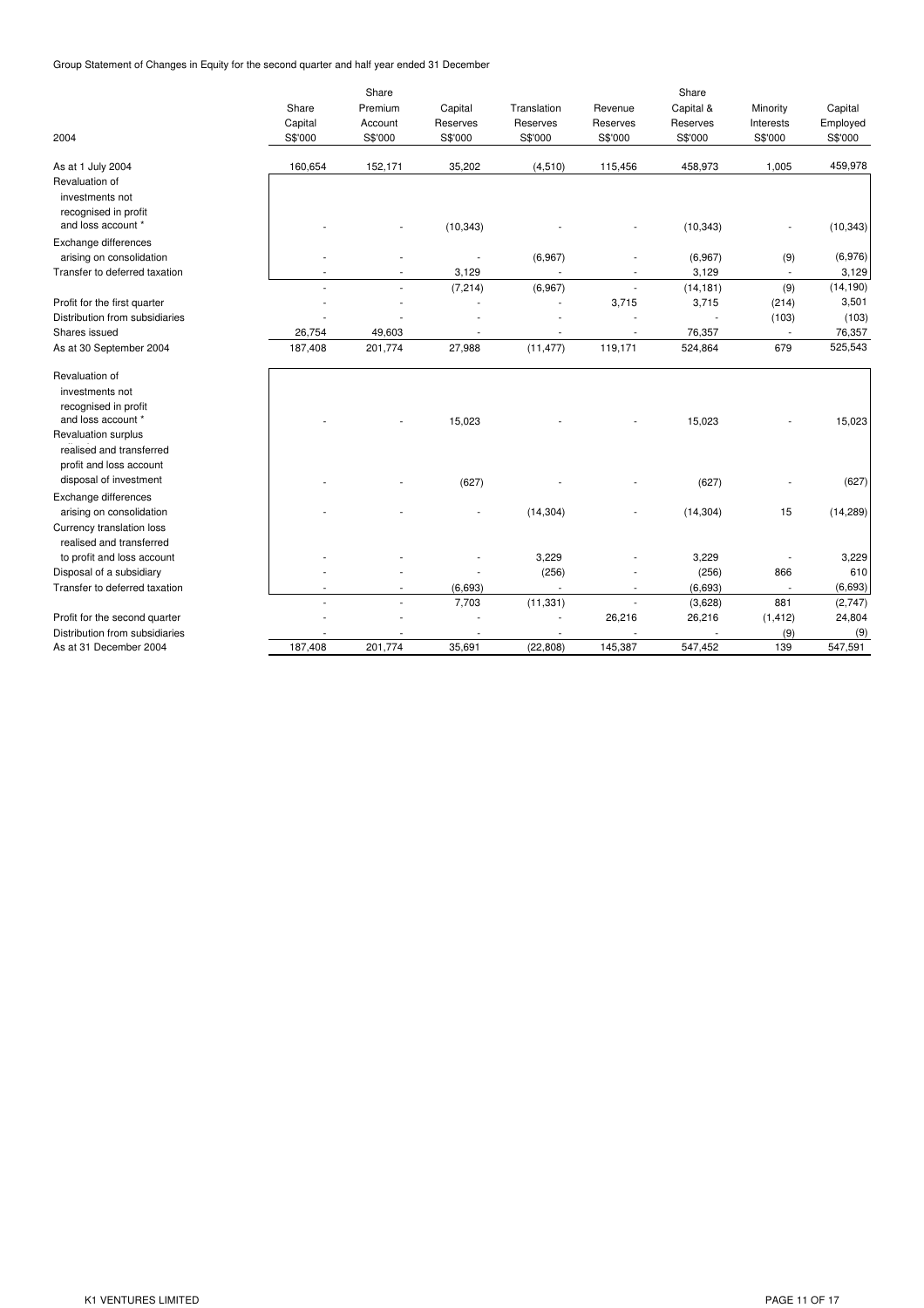Group Statement of Changes in Equity for the second quarter and half year ended 31 December

| 2004 | Share Capital S$'000 | Share Premium Account S$'000 | Capital Reserves S$'000 | Translation Reserves S$'000 | Revenue Reserves S$'000 | Share Capital & Reserves S$'000 | Minority Interests S$'000 | Capital Employed S$'000 |
|---|---|---|---|---|---|---|---|---|
| As at 1 July 2004 | 160,654 | 152,171 | 35,202 | (4,510) | 115,456 | 458,973 | 1,005 | 459,978 |
| Revaluation of investments not recognised in profit and loss account * | - | - | (10,343) | - | - | (10,343) | - | (10,343) |
| Exchange differences arising on consolidation | - | - | - | (6,967) | - | (6,967) | (9) | (6,976) |
| Transfer to deferred taxation | - | - | 3,129 | - | - | 3,129 | - | 3,129 |
| | - | - | (7,214) | (6,967) | - | (14,181) | (9) | (14,190) |
| Profit for the first quarter | - | - | - | - | 3,715 | 3,715 | (214) | 3,501 |
| Distribution from subsidiaries | - | - | - | - | - | - | (103) | (103) |
| Shares issued | 26,754 | 49,603 | - | - | - | 76,357 | - | 76,357 |
| As at 30 September 2004 | 187,408 | 201,774 | 27,988 | (11,477) | 119,171 | 524,864 | 679 | 525,543 |
| Revaluation of investments not recognised in profit and loss account * | - | - | 15,023 | - | - | 15,023 | - | 15,023 |
| Revaluation surplus realised and transferred profit and loss account disposal of investment | - | - | (627) | - | - | (627) | - | (627) |
| Exchange differences arising on consolidation | - | - | - | (14,304) | - | (14,304) | 15 | (14,289) |
| Currency translation loss realised and transferred to profit and loss account | - | - | - | 3,229 | - | 3,229 | - | 3,229 |
| Disposal of a subsidiary | - | - | - | (256) | - | (256) | 866 | 610 |
| Transfer to deferred taxation | - | - | (6,693) | - | - | (6,693) | - | (6,693) |
| | - | - | 7,703 | (11,331) | - | (3,628) | 881 | (2,747) |
| Profit for the second quarter | - | - | - | - | 26,216 | 26,216 | (1,412) | 24,804 |
| Distribution from subsidiaries | - | - | - | - | - | - | (9) | (9) |
| As at 31 December 2004 | 187,408 | 201,774 | 35,691 | (22,808) | 145,387 | 547,452 | 139 | 547,591 |

K1 VENTURES LIMITED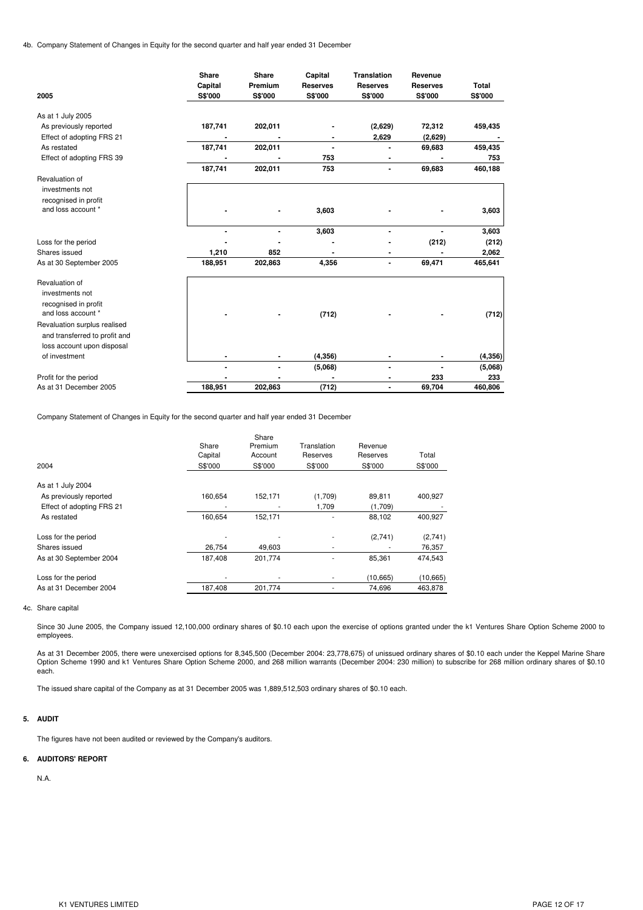4b. Company Statement of Changes in Equity for the second quarter and half year ended 31 December

| 2005 | Share Capital S$'000 | Share Premium S$'000 | Capital Reserves S$'000 | Translation Reserves S$'000 | Revenue Reserves S$'000 | Total S$'000 |
|---|---|---|---|---|---|---|
| As at 1 July 2005 | | | | | | |
| As previously reported | 187,741 | 202,011 | - | (2,629) | 72,312 | 459,435 |
| Effect of adopting FRS 21 | - | - | - | 2,629 | (2,629) | - |
| As restated | 187,741 | 202,011 | - | - | 69,683 | 459,435 |
| Effect of adopting FRS 39 | - | - | 753 | - | - | 753 |
| | 187,741 | 202,011 | 753 | - | 69,683 | 460,188 |
| Revaluation of investments not recognised in profit and loss account * | - | - | 3,603 | - | - | 3,603 |
| | - | - | 3,603 | - | - | 3,603 |
| Loss for the period | - | - | - | - | (212) | (212) |
| Shares issued | 1,210 | 852 | - | - | - | 2,062 |
| As at 30 September 2005 | 188,951 | 202,863 | 4,356 | - | 69,471 | 465,641 |
| Revaluation of investments not recognised in profit and loss account * | - | - | (712) | - | - | (712) |
| Revaluation surplus realised and transferred to profit and loss account upon disposal of investment | - | - | (4,356) | - | - | (4,356) |
| | - | - | (5,068) | - | - | (5,068) |
| Profit for the period | - | - | - | - | 233 | 233 |
| As at 31 December 2005 | 188,951 | 202,863 | (712) | - | 69,704 | 460,806 |

Company Statement of Changes in Equity for the second quarter and half year ended 31 December

| 2004 | Share Capital S$'000 | Share Premium Account S$'000 | Translation Reserves S$'000 | Revenue Reserves S$'000 | Total S$'000 |
|---|---|---|---|---|---|
| As at 1 July 2004 | | | | | |
| As previously reported | 160,654 | 152,171 | (1,709) | 89,811 | 400,927 |
| Effect of adopting FRS 21 | - | - | 1,709 | (1,709) | - |
| As restated | 160,654 | 152,171 | - | 88,102 | 400,927 |
| Loss for the period | - | - | - | (2,741) | (2,741) |
| Shares issued | 26,754 | 49,603 | - | - | 76,357 |
| As at 30 September 2004 | 187,408 | 201,774 | - | 85,361 | 474,543 |
| Loss for the period | - | - | - | (10,665) | (10,665) |
| As at 31 December 2004 | 187,408 | 201,774 | - | 74,696 | 463,878 |

4c. Share capital

Since 30 June 2005, the Company issued 12,100,000 ordinary shares of $0.10 each upon the exercise of options granted under the k1 Ventures Share Option Scheme 2000 to employees.

As at 31 December 2005, there were unexercised options for 8,345,500 (December 2004: 23,778,675) of unissued ordinary shares of $0.10 each under the Keppel Marine Share Option Scheme 1990 and k1 Ventures Share Option Scheme 2000, and 268 million warrants (December 2004: 230 million) to subscribe for 268 million ordinary shares of $0.10 each.

The issued share capital of the Company as at 31 December 2005 was 1,889,512,503 ordinary shares of $0.10 each.

## 5. AUDIT

The figures have not been audited or reviewed by the Company's auditors.

## 6. AUDITORS' REPORT

N.A.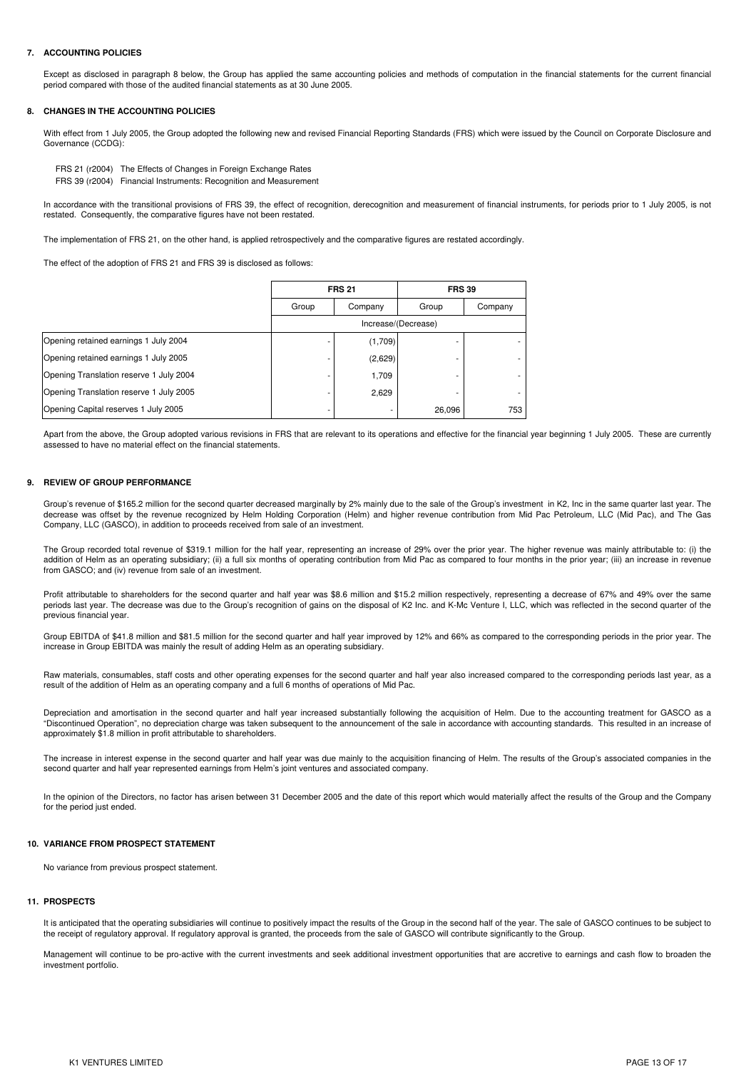## 7. ACCOUNTING POLICIES

Except as disclosed in paragraph 8 below, the Group has applied the same accounting policies and methods of computation in the financial statements for the current financial period compared with those of the audited financial statements as at 30 June 2005.

## 8. CHANGES IN THE ACCOUNTING POLICIES

With effect from 1 July 2005, the Group adopted the following new and revised Financial Reporting Standards (FRS) which were issued by the Council on Corporate Disclosure and Governance (CCDG):

FRS 21 (r2004) The Effects of Changes in Foreign Exchange Rates
FRS 39 (r2004) Financial Instruments: Recognition and Measurement

In accordance with the transitional provisions of FRS 39, the effect of recognition, derecognition and measurement of financial instruments, for periods prior to 1 July 2005, is not restated. Consequently, the comparative figures have not been restated.

The implementation of FRS 21, on the other hand, is applied retrospectively and the comparative figures are restated accordingly.

The effect of the adoption of FRS 21 and FRS 39 is disclosed as follows:

| | FRS 21 | | FRS 39 | |
|---|---|---|---|---|
| | Group | Company | Group | Company |
| | Increase/(Decrease) | | | |
| Opening retained earnings 1 July 2004 | - | (1,709) | - | - |
| Opening retained earnings 1 July 2005 | - | (2,629) | - | - |
| Opening Translation reserve 1 July 2004 | - | 1,709 | - | - |
| Opening Translation reserve 1 July 2005 | - | 2,629 | - | - |
| Opening Capital reserves 1 July 2005 | - | - | 26,096 | 753 |

Apart from the above, the Group adopted various revisions in FRS that are relevant to its operations and effective for the financial year beginning 1 July 2005. These are currently assessed to have no material effect on the financial statements.

## 9. REVIEW OF GROUP PERFORMANCE

Group's revenue of $165.2 million for the second quarter decreased marginally by 2% mainly due to the sale of the Group's investment in K2, Inc in the same quarter last year. The decrease was offset by the revenue recognized by Helm Holding Corporation (Helm) and higher revenue contribution from Mid Pac Petroleum, LLC (Mid Pac), and The Gas Company, LLC (GASCO), in addition to proceeds received from sale of an investment.

The Group recorded total revenue of $319.1 million for the half year, representing an increase of 29% over the prior year. The higher revenue was mainly attributable to: (i) the addition of Helm as an operating subsidiary; (ii) a full six months of operating contribution from Mid Pac as compared to four months in the prior year; (iii) an increase in revenue from GASCO; and (iv) revenue from sale of an investment.

Profit attributable to shareholders for the second quarter and half year was $8.6 million and $15.2 million respectively, representing a decrease of 67% and 49% over the same periods last year. The decrease was due to the Group's recognition of gains on the disposal of K2 Inc. and K-Mc Venture I, LLC, which was reflected in the second quarter of the previous financial year.

Group EBITDA of $41.8 million and $81.5 million for the second quarter and half year improved by 12% and 66% as compared to the corresponding periods in the prior year. The increase in Group EBITDA was mainly the result of adding Helm as an operating subsidiary.

Raw materials, consumables, staff costs and other operating expenses for the second quarter and half year also increased compared to the corresponding periods last year, as a result of the addition of Helm as an operating company and a full 6 months of operations of Mid Pac.

Depreciation and amortisation in the second quarter and half year increased substantially following the acquisition of Helm. Due to the accounting treatment for GASCO as a "Discontinued Operation", no depreciation charge was taken subsequent to the announcement of the sale in accordance with accounting standards. This resulted in an increase of approximately $1.8 million in profit attributable to shareholders.

The increase in interest expense in the second quarter and half year was due mainly to the acquisition financing of Helm. The results of the Group's associated companies in the second quarter and half year represented earnings from Helm's joint ventures and associated company.

In the opinion of the Directors, no factor has arisen between 31 December 2005 and the date of this report which would materially affect the results of the Group and the Company for the period just ended.

## 10. VARIANCE FROM PROSPECT STATEMENT

No variance from previous prospect statement.

## 11. PROSPECTS

It is anticipated that the operating subsidiaries will continue to positively impact the results of the Group in the second half of the year. The sale of GASCO continues to be subject to the receipt of regulatory approval. If regulatory approval is granted, the proceeds from the sale of GASCO will contribute significantly to the Group.

Management will continue to be pro-active with the current investments and seek additional investment opportunities that are accretive to earnings and cash flow to broaden the investment portfolio.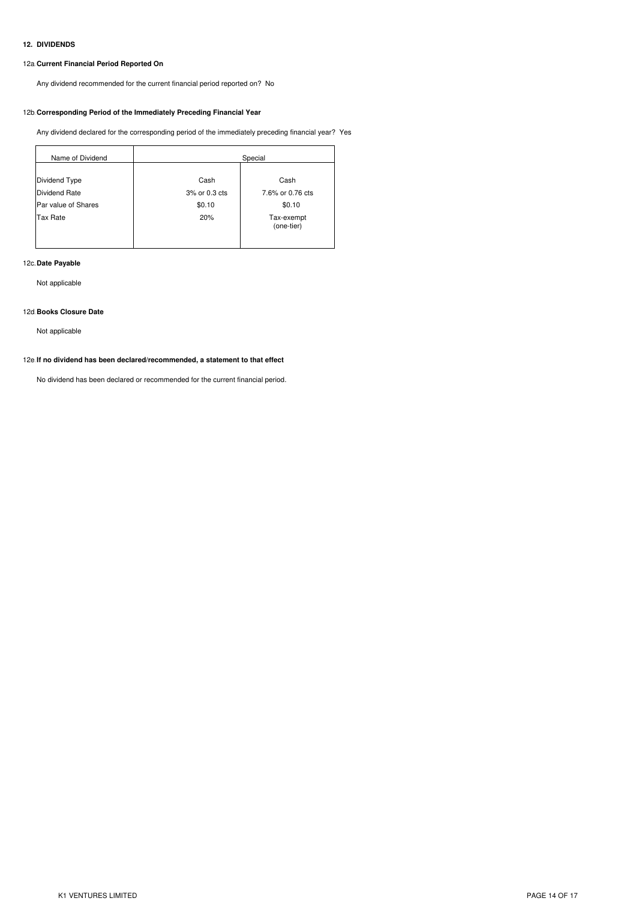## 12. DIVIDENDS

### 12a. Current Financial Period Reported On

Any dividend recommended for the current financial period reported on? No

### 12b. Corresponding Period of the Immediately Preceding Financial Year

Any dividend declared for the corresponding period of the immediately preceding financial year? Yes

| Name of Dividend | Special | |
|---|---|---|
| Dividend Type | Cash | Cash |
| Dividend Rate | 3% or 0.3 cts | 7.6% or 0.76 cts |
| Par value of Shares | $0.10 | $0.10 |
| Tax Rate | 20% | Tax-exempt (one-tier) |

### 12c. Date Payable

Not applicable

### 12d. Books Closure Date

Not applicable

### 12e. If no dividend has been declared/recommended, a statement to that effect

No dividend has been declared or recommended for the current financial period.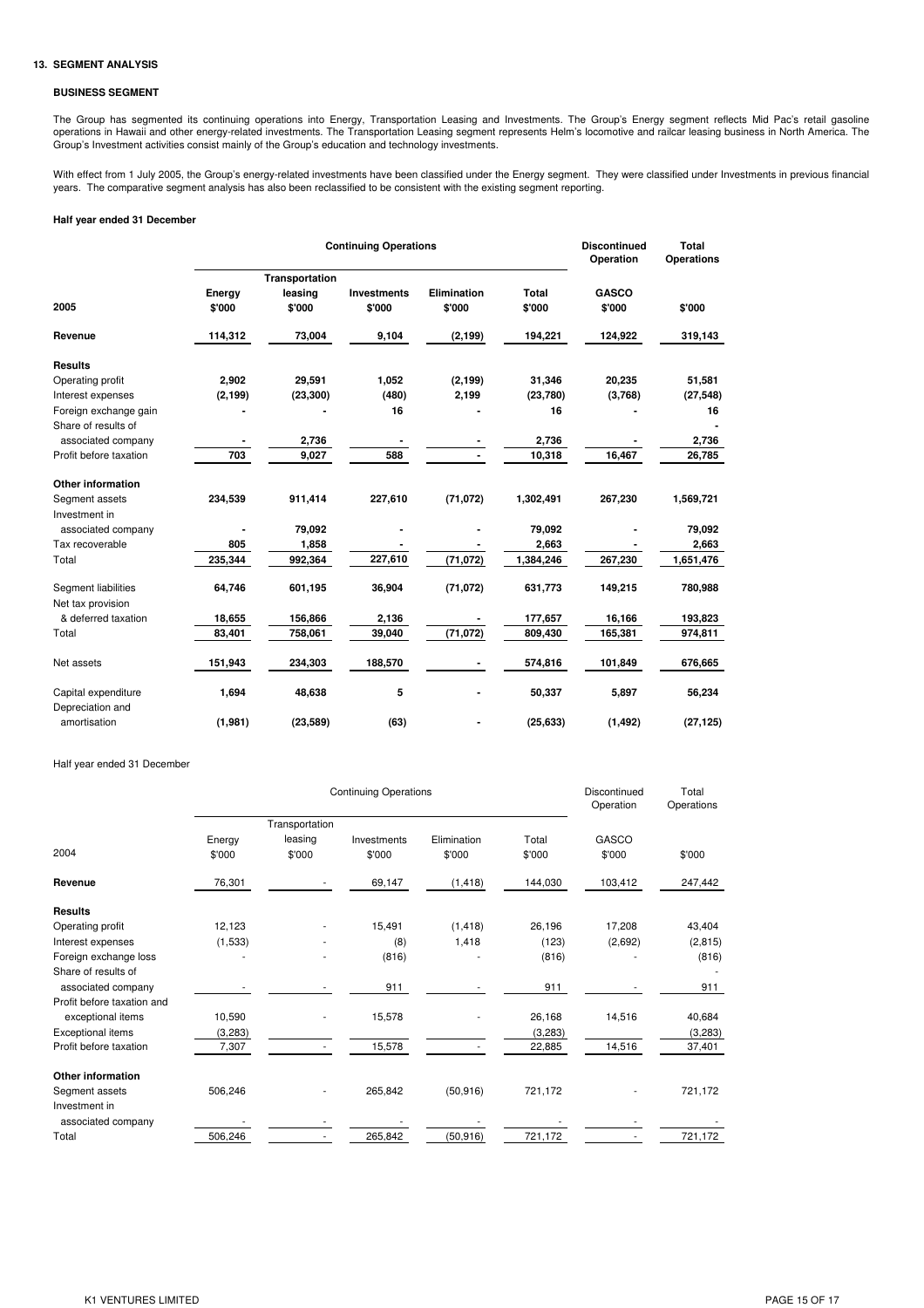### 13. SEGMENT ANALYSIS

#### BUSINESS SEGMENT

The Group has segmented its continuing operations into Energy, Transportation Leasing and Investments. The Group's Energy segment reflects Mid Pac's retail gasoline operations in Hawaii and other energy-related investments. The Transportation Leasing segment represents Helm's locomotive and railcar leasing business in North America. The Group's Investment activities consist mainly of the Group's education and technology investments.

With effect from 1 July 2005, the Group's energy-related investments have been classified under the Energy segment. They were classified under Investments in previous financial years. The comparative segment analysis has also been reclassified to be consistent with the existing segment reporting.

**Half year ended 31 December**

| | **Continuing Operations** | | | | | **Discontinued Operation** | **Total Operations** |
|---|---|---|---|---|---|---|---|
| **2005** | **Energy $'000** | **Transportation leasing $'000** | **Investments $'000** | **Elimination $'000** | **Total $'000** | **GASCO $'000** | **$'000** |
| **Revenue** | **114,312** | **73,004** | **9,104** | **(2,199)** | **194,221** | **124,922** | **319,143** |
| **Results** | | | | | | | |
| Operating profit | **2,902** | **29,591** | **1,052** | **(2,199)** | **31,346** | **20,235** | **51,581** |
| Interest expenses | **(2,199)** | **(23,300)** | **(480)** | **2,199** | **(23,780)** | **(3,768)** | **(27,548)** |
| Foreign exchange gain | **-** | **-** | **16** | **-** | **16** | **-** | **16** |
| Share of results of associated company | **-** | **2,736** | **-** | **-** | **2,736** | **-** | **2,736** |
| Profit before taxation | **703** | **9,027** | **588** | **-** | **10,318** | **16,467** | **26,785** |
| **Other information** | | | | | | | |
| Segment assets | **234,539** | **911,414** | **227,610** | **(71,072)** | **1,302,491** | **267,230** | **1,569,721** |
| Investment in associated company | **-** | **79,092** | **-** | **-** | **79,092** | **-** | **79,092** |
| Tax recoverable | **805** | **1,858** | **-** | **-** | **2,663** | **-** | **2,663** |
| Total | **235,344** | **992,364** | **227,610** | **(71,072)** | **1,384,246** | **267,230** | **1,651,476** |
| Segment liabilities | **64,746** | **601,195** | **36,904** | **(71,072)** | **631,773** | **149,215** | **780,988** |
| Net tax provision & deferred taxation | **18,655** | **156,866** | **2,136** | **-** | **177,657** | **16,166** | **193,823** |
| Total | **83,401** | **758,061** | **39,040** | **(71,072)** | **809,430** | **165,381** | **974,811** |
| Net assets | **151,943** | **234,303** | **188,570** | **-** | **574,816** | **101,849** | **676,665** |
| Capital expenditure | **1,694** | **48,638** | **5** | **-** | **50,337** | **5,897** | **56,234** |
| Depreciation and amortisation | **(1,981)** | **(23,589)** | **(63)** | **-** | **(25,633)** | **(1,492)** | **(27,125)** |

Half year ended 31 December

| | Continuing Operations | | | | | Discontinued Operation | Total Operations |
|---|---|---|---|---|---|---|---|
| 2004 | Energy $'000 | Transportation leasing $'000 | Investments $'000 | Elimination $'000 | Total $'000 | GASCO $'000 | $'000 |
| **Revenue** | 76,301 | - | 69,147 | (1,418) | 144,030 | 103,412 | 247,442 |
| **Results** | | | | | | | |
| Operating profit | 12,123 | - | 15,491 | (1,418) | 26,196 | 17,208 | 43,404 |
| Interest expenses | (1,533) | - | (8) | 1,418 | (123) | (2,692) | (2,815) |
| Foreign exchange loss | - | - | (816) | - | (816) | - | (816) |
| Share of results of associated company | - | - | 911 | - | 911 | - | 911 |
| Profit before taxation and exceptional items | 10,590 | - | 15,578 | - | 26,168 | 14,516 | 40,684 |
| Exceptional items | (3,283) | | | | (3,283) | | (3,283) |
| Profit before taxation | 7,307 | - | 15,578 | - | 22,885 | 14,516 | 37,401 |
| **Other information** | | | | | | | |
| Segment assets | 506,246 | - | 265,842 | (50,916) | 721,172 | - | 721,172 |
| Investment in associated company | - | - | - | - | - | - | - |
| Total | 506,246 | - | 265,842 | (50,916) | 721,172 | - | 721,172 |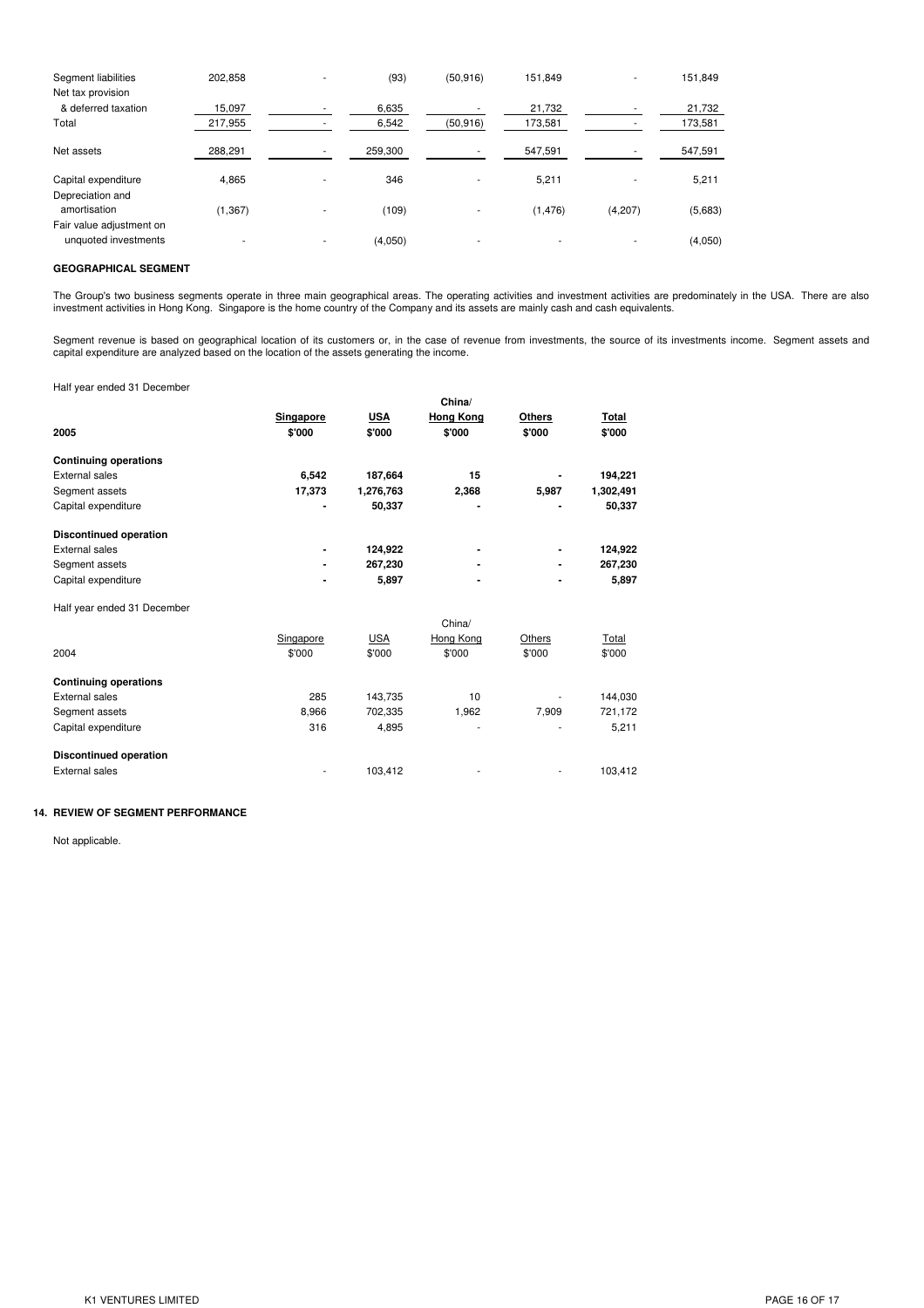| | | | | | | | |
|---|---|---|---|---|---|---|---|
| Segment liabilities | 202,858 | - | (93) | (50,916) | 151,849 | - | 151,849 |
| Net tax provision & deferred taxation | 15,097 | - | 6,635 | - | 21,732 | - | 21,732 |
| Total | 217,955 | - | 6,542 | (50,916) | 173,581 | - | 173,581 |
| Net assets | 288,291 | - | 259,300 | - | 547,591 | - | 547,591 |
| Capital expenditure | 4,865 | - | 346 | - | 5,211 | - | 5,211 |
| Depreciation and amortisation | (1,367) | - | (109) | - | (1,476) | (4,207) | (5,683) |
| Fair value adjustment on unquoted investments | - | - | (4,050) | - | - | - | (4,050) |

**GEOGRAPHICAL SEGMENT**

The Group's two business segments operate in three main geographical areas. The operating activities and investment activities are predominately in the USA. There are also investment activities in Hong Kong. Singapore is the home country of the Company and its assets are mainly cash and cash equivalents.

Segment revenue is based on geographical location of its customers or, in the case of revenue from investments, the source of its investments income. Segment assets and capital expenditure are analyzed based on the location of the assets generating the income.

Half year ended 31 December

| **2005** | **Singapore \$'000** | **USA \$'000** | **China/ Hong Kong \$'000** | **Others \$'000** | **Total \$'000** |
|---|---|---|---|---|---|
| **Continuing operations** | | | | | |
| External sales | **6,542** | **187,664** | **15** | **-** | **194,221** |
| Segment assets | **17,373** | **1,276,763** | **2,368** | **5,987** | **1,302,491** |
| Capital expenditure | **-** | **50,337** | **-** | **-** | **50,337** |
| **Discontinued operation** | | | | | |
| External sales | **-** | **124,922** | **-** | **-** | **124,922** |
| Segment assets | **-** | **267,230** | **-** | **-** | **267,230** |
| Capital expenditure | **-** | **5,897** | **-** | **-** | **5,897** |

Half year ended 31 December

| 2004 | Singapore \$'000 | USA \$'000 | China/ Hong Kong \$'000 | Others \$'000 | Total \$'000 |
|---|---|---|---|---|---|
| **Continuing operations** | | | | | |
| External sales | 285 | 143,735 | 10 | - | 144,030 |
| Segment assets | 8,966 | 702,335 | 1,962 | 7,909 | 721,172 |
| Capital expenditure | 316 | 4,895 | - | - | 5,211 |
| **Discontinued operation** | | | | | |
| External sales | - | 103,412 | - | - | 103,412 |

**14. REVIEW OF SEGMENT PERFORMANCE**

Not applicable.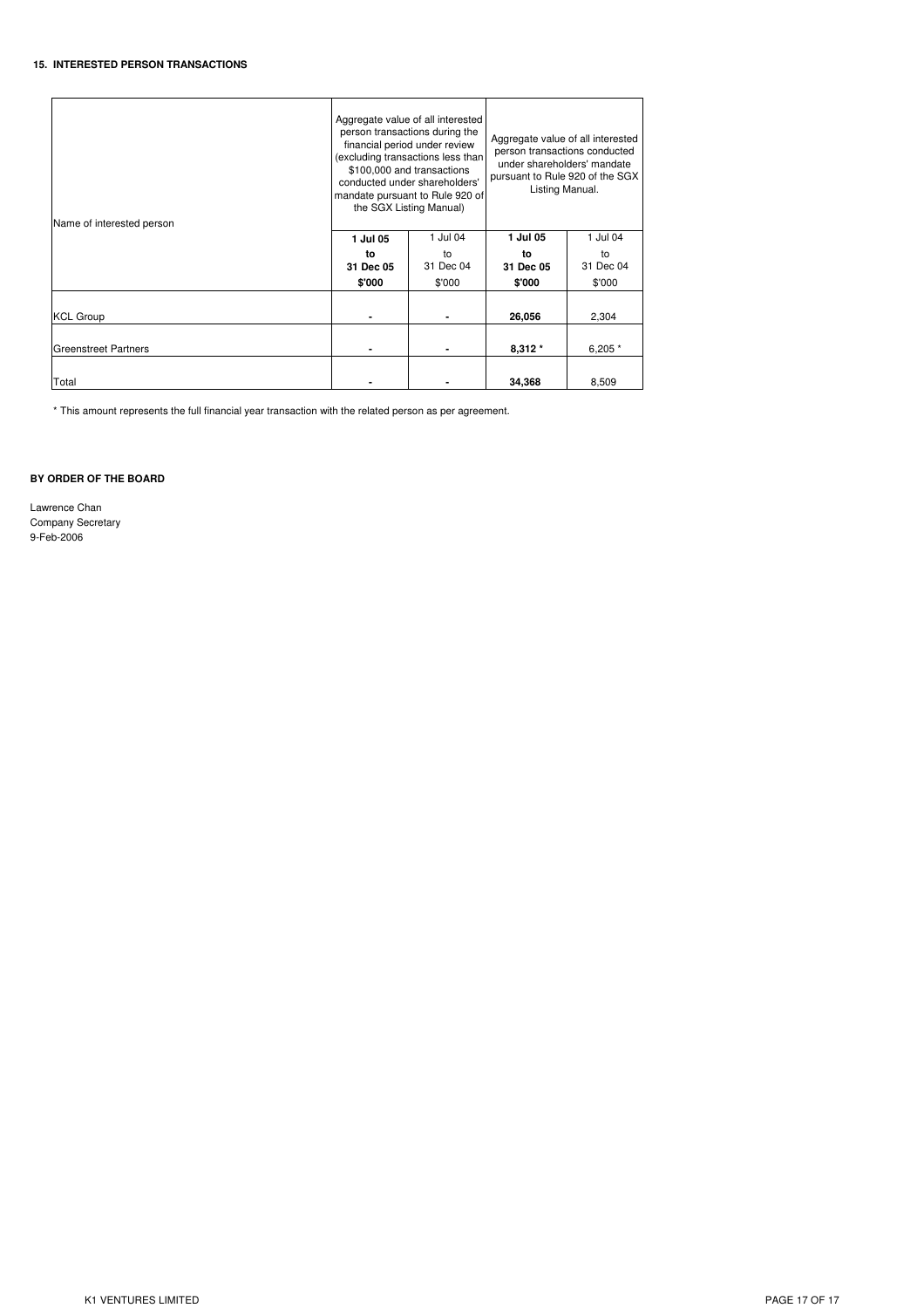## 15. INTERESTED PERSON TRANSACTIONS

| Name of interested person | Aggregate value of all interested person transactions during the financial period under review (excluding transactions less than $100,000 and transactions conducted under shareholders' mandate pursuant to Rule 920 of the SGX Listing Manual) | | Aggregate value of all interested person transactions conducted under shareholders' mandate pursuant to Rule 920 of the SGX Listing Manual. | |
|---|---|---|---|---|
| | **1 Jul 05 to 31 Dec 05** | 1 Jul 04 to 31 Dec 04 | **1 Jul 05 to 31 Dec 05** | 1 Jul 04 to 31 Dec 04 |
| | **$'000** | $'000 | **$'000** | $'000 |
| KCL Group | **-** | - | **26,056** | 2,304 |
| Greenstreet Partners | **-** | - | **8,312 *** | 6,205 * |
| Total | **-** | - | **34,368** | 8,509 |

* This amount represents the full financial year transaction with the related person as per agreement.

**BY ORDER OF THE BOARD**

Lawrence Chan
Company Secretary
9-Feb-2006